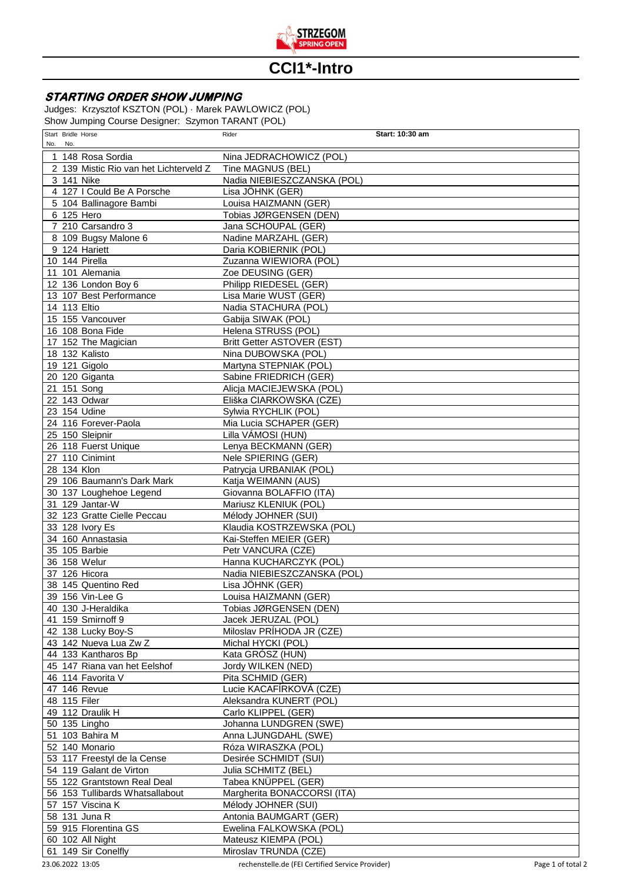# CCI1*-Intro

## *STARTING ORDER SHOW JUMPING*

Judges: Krzysztof KSZTON (POL) · Marek PAWLOWICZ (POL)
Show Jumping Course Designer: Szymon TARANT (POL)

| Start No. | Bridle No. | Horse | Rider | Start: 10:30 am |
|---|---|---|---|---|
| 1 | 148 | Rosa Sordia | Nina JEDRACHOWICZ (POL) | |
| 2 | 139 | Mistic Rio van het Lichterveld Z | Tine MAGNUS (BEL) | |
| 3 | 141 | Nike | Nadia NIEBIESZCZANSKA (POL) | |
| 4 | 127 | I Could Be A Porsche | Lisa JÖHNK (GER) | |
| 5 | 104 | Ballinagore Bambi | Louisa HAIZMANN (GER) | |
| 6 | 125 | Hero | Tobias JØRGENSEN (DEN) | |
| 7 | 210 | Carsandro 3 | Jana SCHOUPAL (GER) | |
| 8 | 109 | Bugsy Malone 6 | Nadine MARZAHL (GER) | |
| 9 | 124 | Hariett | Daria KOBIERNIK (POL) | |
| 10 | 144 | Pirella | Zuzanna WIEWIORA (POL) | |
| 11 | 101 | Alemania | Zoe DEUSING (GER) | |
| 12 | 136 | London Boy 6 | Philipp RIEDESEL (GER) | |
| 13 | 107 | Best Performance | Lisa Marie WUST (GER) | |
| 14 | 113 | Eltio | Nadia STACHURA (POL) | |
| 15 | 155 | Vancouver | Gabija SIWAK (POL) | |
| 16 | 108 | Bona Fide | Helena STRUSS (POL) | |
| 17 | 152 | The Magician | Britt Getter ASTOVER (EST) | |
| 18 | 132 | Kalisto | Nina DUBOWSKA (POL) | |
| 19 | 121 | Gigolo | Martyna STEPNIAK (POL) | |
| 20 | 120 | Giganta | Sabine FRIEDRICH (GER) | |
| 21 | 151 | Song | Alicja MACIEJEWSKA (POL) | |
| 22 | 143 | Odwar | Eliška CIARKOWSKA (CZE) | |
| 23 | 154 | Udine | Sylwia RYCHLIK (POL) | |
| 24 | 116 | Forever-Paola | Mia Lucia SCHAPER (GER) | |
| 25 | 150 | Sleipnir | Lilla VÁMOSI (HUN) | |
| 26 | 118 | Fuerst Unique | Lenya BECKMANN (GER) | |
| 27 | 110 | Cinimint | Nele SPIERING (GER) | |
| 28 | 134 | Klon | Patrycja URBANIAK (POL) | |
| 29 | 106 | Baumann's Dark Mark | Katja WEIMANN (AUS) | |
| 30 | 137 | Loughehoe Legend | Giovanna BOLAFFIO (ITA) | |
| 31 | 129 | Jantar-W | Mariusz KLENIUK (POL) | |
| 32 | 123 | Gratte Cielle Peccau | Mélody JOHNER (SUI) | |
| 33 | 128 | Ivory Es | Klaudia KOSTRZEWSKA (POL) | |
| 34 | 160 | Annastasia | Kai-Steffen MEIER (GER) | |
| 35 | 105 | Barbie | Petr VANCURA (CZE) | |
| 36 | 158 | Welur | Hanna KUCHARCZYK (POL) | |
| 37 | 126 | Hicora | Nadia NIEBIESZCZANSKA (POL) | |
| 38 | 145 | Quentino Red | Lisa JÖHNK (GER) | |
| 39 | 156 | Vin-Lee G | Louisa HAIZMANN (GER) | |
| 40 | 130 | J-Heraldika | Tobias JØRGENSEN (DEN) | |
| 41 | 159 | Smirnoff 9 | Jacek JERUZAL (POL) | |
| 42 | 138 | Lucky Boy-S | Miloslav PRÍHODA JR (CZE) | |
| 43 | 142 | Nueva Lua Zw Z | Michal HYCKI (POL) | |
| 44 | 133 | Kantharos Bp | Kata GRÓSZ (HUN) | |
| 45 | 147 | Riana van het Eelshof | Jordy WILKEN (NED) | |
| 46 | 114 | Favorita V | Pita SCHMID (GER) | |
| 47 | 146 | Revue | Lucie KACAFÍRKOVÁ (CZE) | |
| 48 | 115 | Filer | Aleksandra KUNERT (POL) | |
| 49 | 112 | Draulik H | Carlo KLIPPEL (GER) | |
| 50 | 135 | Lingho | Johanna LUNDGREN (SWE) | |
| 51 | 103 | Bahira M | Anna LJUNGDAHL (SWE) | |
| 52 | 140 | Monario | Róza WIRASZKA (POL) | |
| 53 | 117 | Freestyl de la Cense | Desirée SCHMIDT (SUI) | |
| 54 | 119 | Galant de Virton | Julia SCHMITZ (BEL) | |
| 55 | 122 | Grantstown Real Deal | Tabea KNÜPPEL (GER) | |
| 56 | 153 | Tullibards Whatsallabout | Margherita BONACCORSI (ITA) | |
| 57 | 157 | Viscina K | Mélody JOHNER (SUI) | |
| 58 | 131 | Juna R | Antonia BAUMGART (GER) | |
| 59 | 915 | Florentina GS | Ewelina FALKOWSKA (POL) | |
| 60 | 102 | All Night | Mateusz KIEMPA (POL) | |
| 61 | 149 | Sir Conelfly | Miroslav TRUNDA (CZE) | |

23.06.2022 13:05 rechenstelle.de (FEI Certified Service Provider)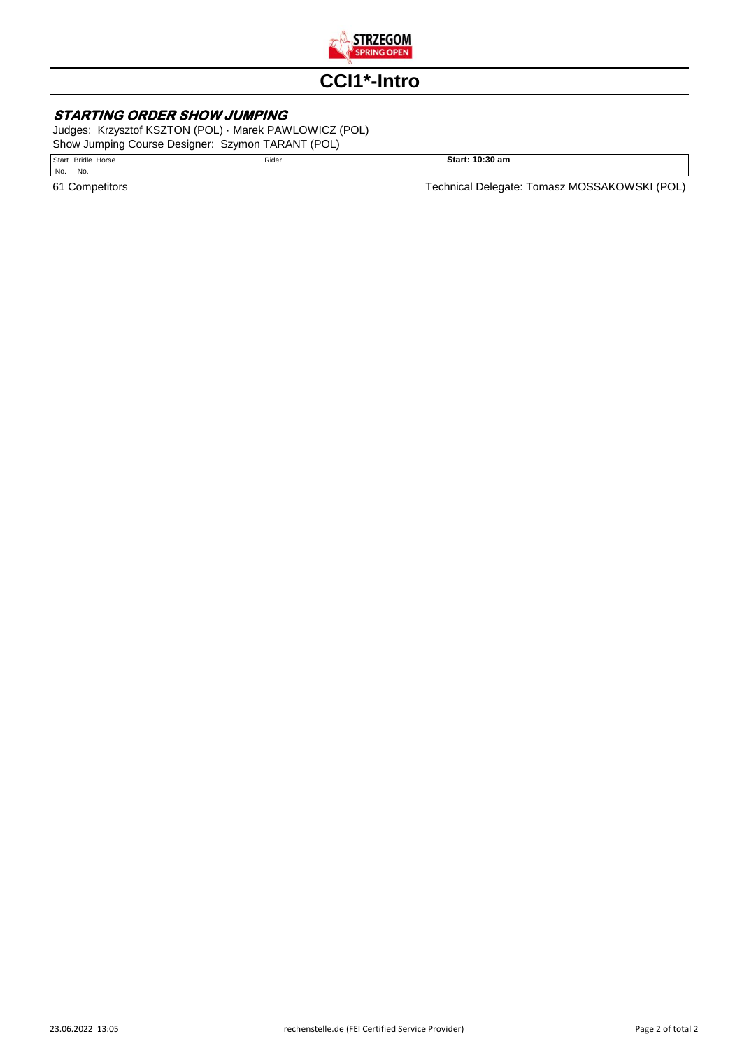# CCI1*-Intro

## STARTING ORDER SHOW JUMPING

Judges: Krzysztof KSZTON (POL) · Marek PAWLOWICZ (POL)

Show Jumping Course Designer: Szymon TARANT (POL)

| Start No. | Bridle No. | Horse | Rider | Start: 10:30 am |
|---|---|---|---|---|

61 Competitors

Technical Delegate: Tomasz MOSSAKOWSKI (POL)